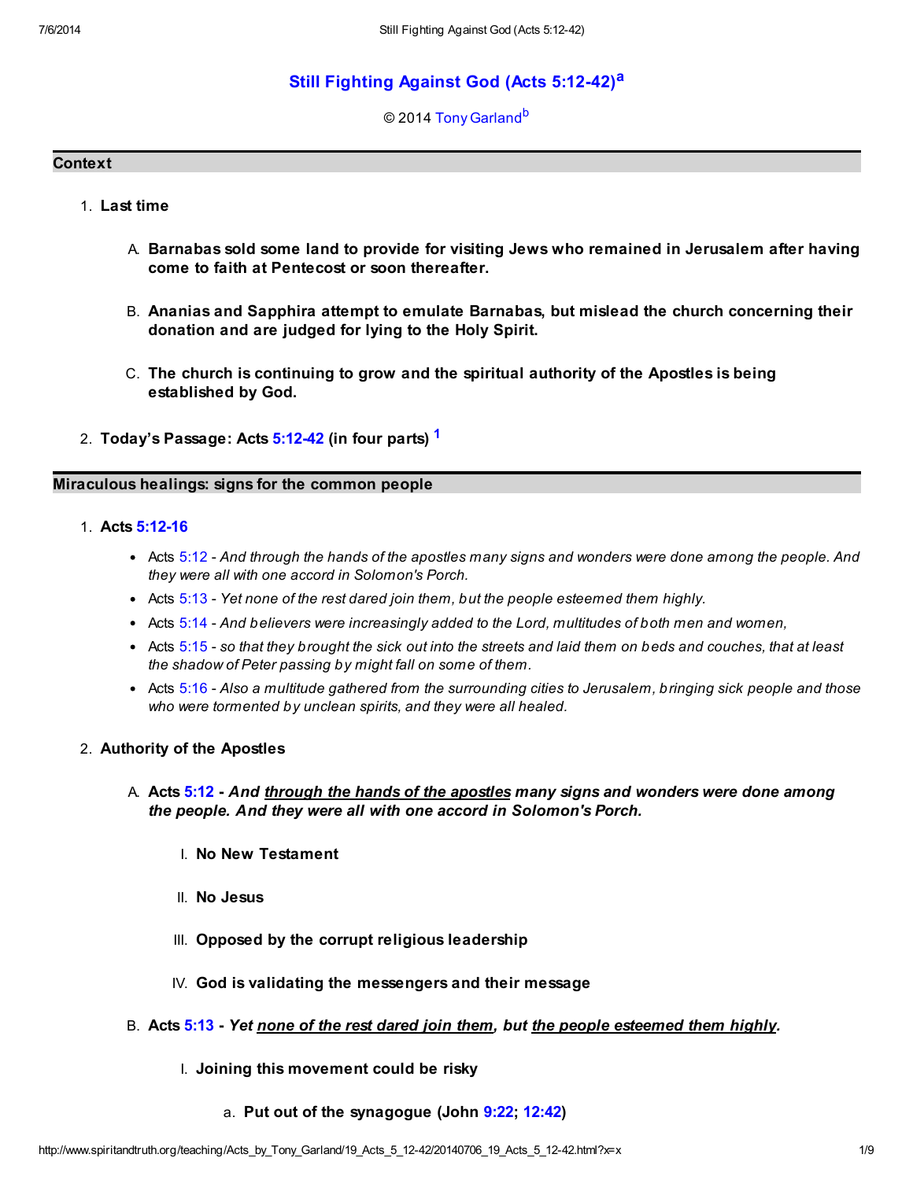# Still Fighting Against God (Acts 5:12-42)[a]

© 2014 Tony Garland[b]

## Context

1. **Last time**

   A. **Barnabas sold some land to provide for visiting Jews who remained in Jerusalem after having come to faith at Pentecost or soon thereafter.**

   B. **Ananias and Sapphira attempt to emulate Barnabas, but mislead the church concerning their donation and are judged for lying to the Holy Spirit.**

   C. **The church is continuing to grow and the spiritual authority of the Apostles is being established by God.**

2. **Today's Passage: Acts 5:12-42 (in four parts)** [1]

## Miraculous healings: signs for the common people

1. **Acts 5:12-16**

   - Acts 5:12 - *And through the hands of the apostles many signs and wonders were done among the people. And they were all with one accord in Solomon's Porch.*
   - Acts 5:13 - *Yet none of the rest dared join them, but the people esteemed them highly.*
   - Acts 5:14 - *And believers were increasingly added to the Lord, multitudes of both men and women,*
   - Acts 5:15 - *so that they brought the sick out into the streets and laid them on beds and couches, that at least the shadow of Peter passing by might fall on some of them.*
   - Acts 5:16 - *Also a multitude gathered from the surrounding cities to Jerusalem, bringing sick people and those who were tormented by unclean spirits, and they were all healed.*

2. **Authority of the Apostles**

   A. **Acts 5:12 - *And <u>through the hands of the apostles</u> many signs and wonders were done among the people. And they were all with one accord in Solomon's Porch.***

      I. **No New Testament**

      II. **No Jesus**

      III. **Opposed by the corrupt religious leadership**

      IV. **God is validating the messengers and their message**

   B. **Acts 5:13 - *Yet <u>none of the rest dared join them</u>, but <u>the people esteemed them highly</u>.***

      I. **Joining this movement could be risky**

         a. **Put out of the synagogue (John 9:22; 12:42)**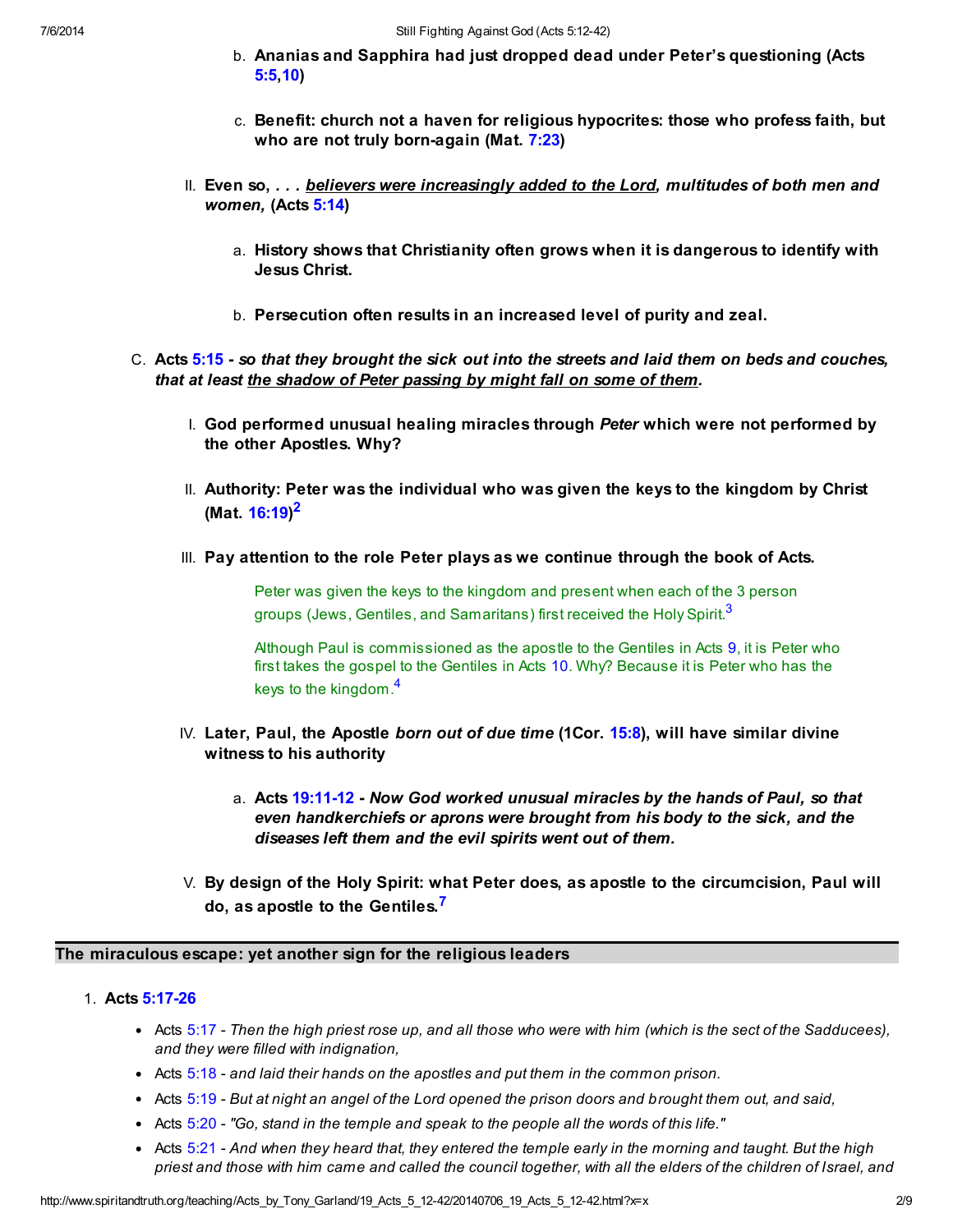b. **Ananias and Sapphira had just dropped dead under Peter's questioning (Acts 5:5,10)**

   c. **Benefit: church not a haven for religious hypocrites: those who profess faith, but who are not truly born-again (Mat. 7:23)**

II. **Even so, *. . . <u>believers were increasingly added to the Lord</u>, multitudes of both men and women,* (Acts 5:14)**

   a. **History shows that Christianity often grows when it is dangerous to identify with Jesus Christ.**

   b. **Persecution often results in an increased level of purity and zeal.**

C. **Acts 5:15 - *so that they brought the sick out into the streets and laid them on beds and couches, that at least <u>the shadow of Peter passing by might fall on some of them</u>.***

I. **God performed unusual healing miracles through *Peter* which were not performed by the other Apostles. Why?**

II. **Authority: Peter was the individual who was given the keys to the kingdom by Christ (Mat. 16:19)[2]**

III. **Pay attention to the role Peter plays as we continue through the book of Acts.**

> Peter was given the keys to the kingdom and present when each of the 3 person groups (Jews, Gentiles, and Samaritans) first received the Holy Spirit.[3]
>
> Although Paul is commissioned as the apostle to the Gentiles in Acts 9, it is Peter who first takes the gospel to the Gentiles in Acts 10. Why? Because it is Peter who has the keys to the kingdom.[4]

IV. **Later, Paul, the Apostle *born out of due time* (1Cor. 15:8), will have similar divine witness to his authority**

   a. **Acts 19:11-12 - *Now God worked unusual miracles by the hands of Paul, so that even handkerchiefs or aprons were brought from his body to the sick, and the diseases left them and the evil spirits went out of them.***

V. **By design of the Holy Spirit: what Peter does, as apostle to the circumcision, Paul will do, as apostle to the Gentiles.[7]**

## The miraculous escape: yet another sign for the religious leaders

1. **Acts 5:17-26**

   - Acts 5:17 - *Then the high priest rose up, and all those who were with him (which is the sect of the Sadducees), and they were filled with indignation,*
   - Acts 5:18 - *and laid their hands on the apostles and put them in the common prison.*
   - Acts 5:19 - *But at night an angel of the Lord opened the prison doors and brought them out, and said,*
   - Acts 5:20 - *"Go, stand in the temple and speak to the people all the words of this life."*
   - Acts 5:21 - *And when they heard that, they entered the temple early in the morning and taught. But the high priest and those with him came and called the council together, with all the elders of the children of Israel, and*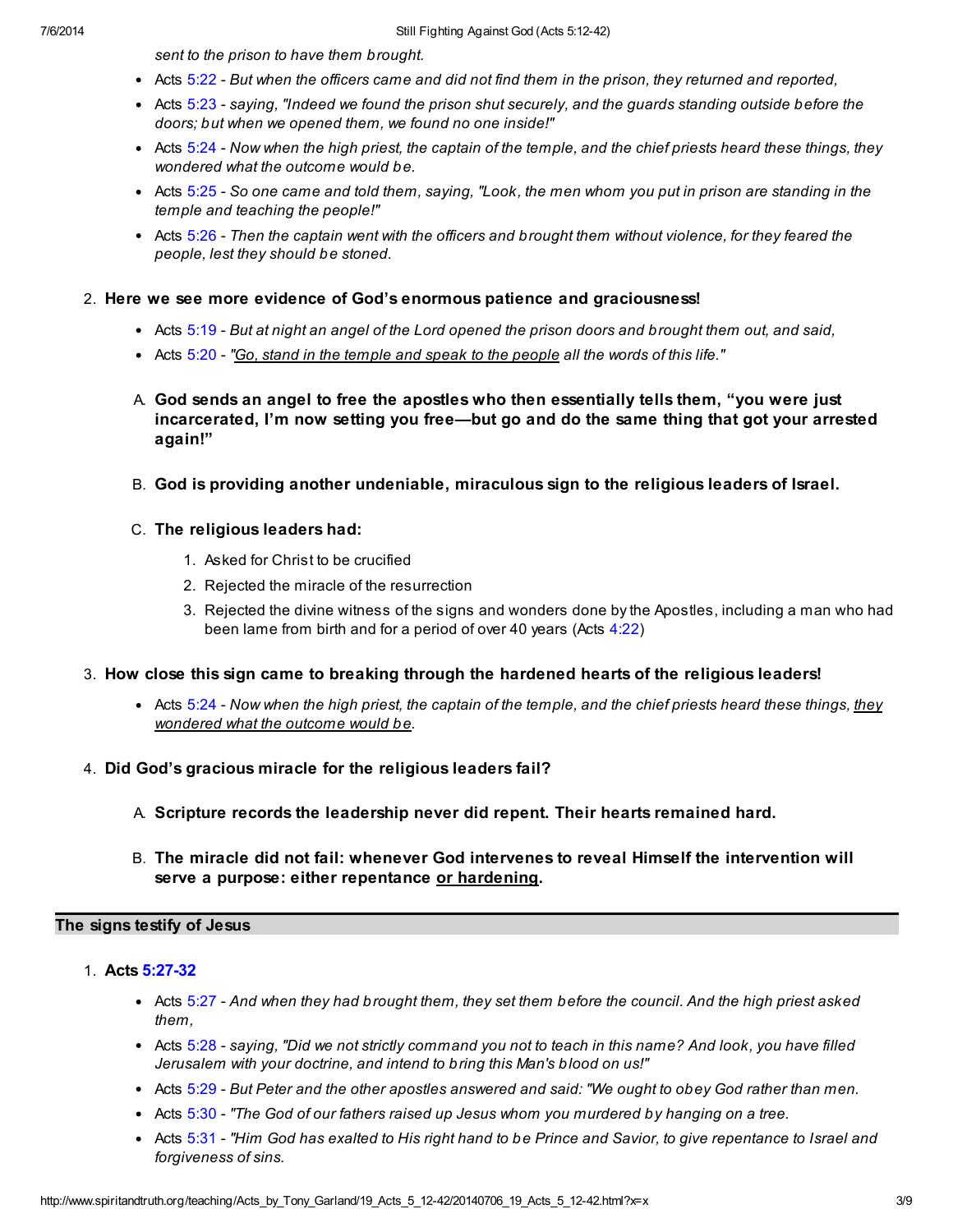*sent to the prison to have them brought.*

- Acts 5:22 - *But when the officers came and did not find them in the prison, they returned and reported,*
- Acts 5:23 - *saying, "Indeed we found the prison shut securely, and the guards standing outside before the doors; but when we opened them, we found no one inside!"*
- Acts 5:24 - *Now when the high priest, the captain of the temple, and the chief priests heard these things, they wondered what the outcome would be.*
- Acts 5:25 - *So one came and told them, saying, "Look, the men whom you put in prison are standing in the temple and teaching the people!"*
- Acts 5:26 - *Then the captain went with the officers and brought them without violence, for they feared the people, lest they should be stoned.*

2. **Here we see more evidence of God's enormous patience and graciousness!**
    - Acts 5:19 - *But at night an angel of the Lord opened the prison doors and brought them out, and said,*
    - Acts 5:20 - *"<u>Go, stand in the temple and speak to the people</u> all the words of this life."*

    A. **God sends an angel to free the apostles who then essentially tells them, "you were just incarcerated, I'm now setting you free—but go and do the same thing that got your arrested again!"**

    B. **God is providing another undeniable, miraculous sign to the religious leaders of Israel.**

    C. **The religious leaders had:**
        1. Asked for Christ to be crucified
        2. Rejected the miracle of the resurrection
        3. Rejected the divine witness of the signs and wonders done by the Apostles, including a man who had been lame from birth and for a period of over 40 years (Acts 4:22)

3. **How close this sign came to breaking through the hardened hearts of the religious leaders!**
    - Acts 5:24 - *Now when the high priest, the captain of the temple, and the chief priests heard these things, <u>they wondered what the outcome would be</u>.*

4. **Did God's gracious miracle for the religious leaders fail?**

    A. **Scripture records the leadership never did repent. Their hearts remained hard.**

    B. **The miracle did not fail: whenever God intervenes to reveal Himself the intervention will serve a purpose: either repentance <u>or hardening</u>.**

## The signs testify of Jesus

1. **Acts 5:27-32**
    - Acts 5:27 - *And when they had brought them, they set them before the council. And the high priest asked them,*
    - Acts 5:28 - *saying, "Did we not strictly command you not to teach in this name? And look, you have filled Jerusalem with your doctrine, and intend to bring this Man's blood on us!"*
    - Acts 5:29 - *But Peter and the other apostles answered and said: "We ought to obey God rather than men.*
    - Acts 5:30 - *"The God of our fathers raised up Jesus whom you murdered by hanging on a tree.*
    - Acts 5:31 - *"Him God has exalted to His right hand to be Prince and Savior, to give repentance to Israel and forgiveness of sins.*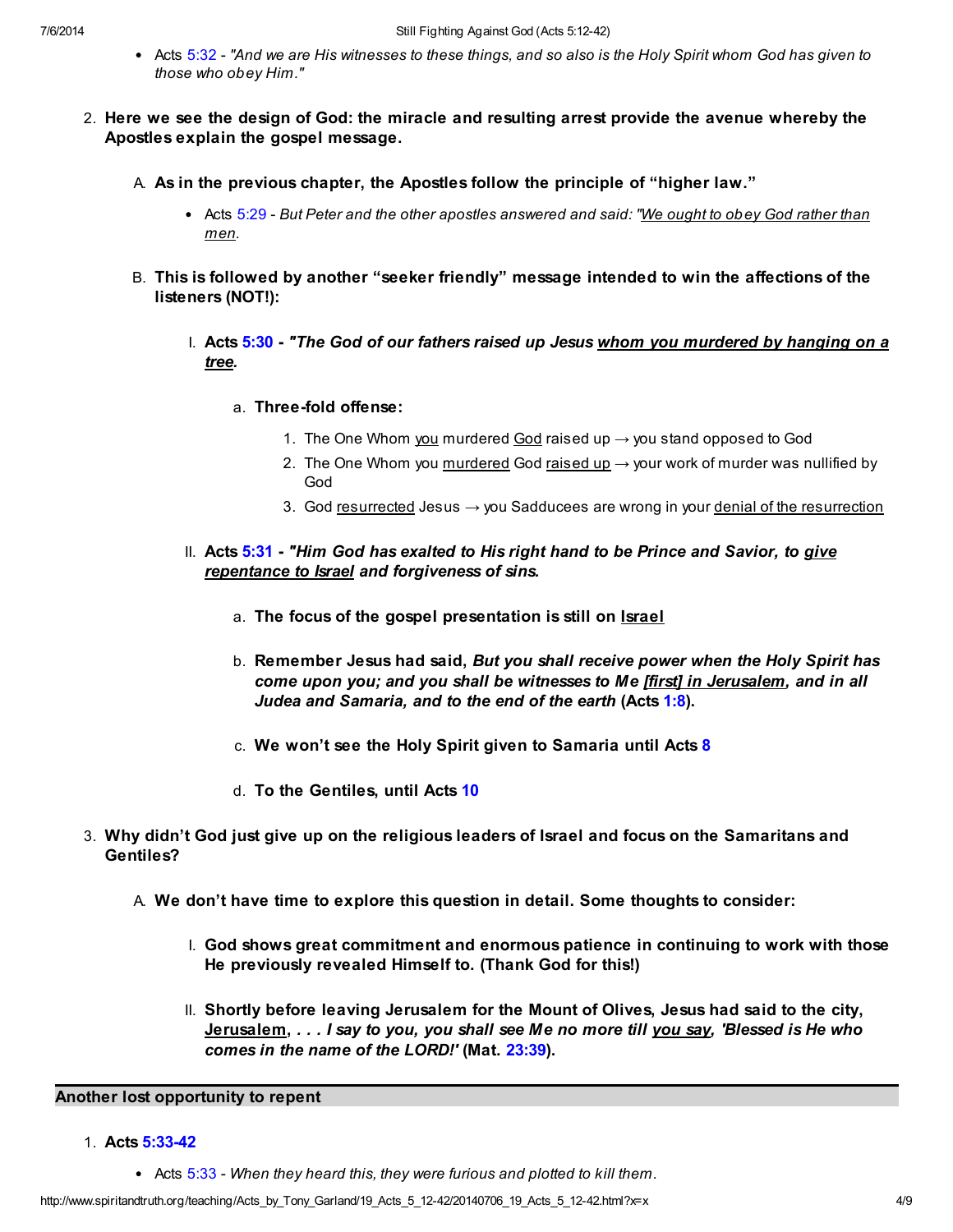- Acts 5:32 - *"And we are His witnesses to these things, and so also is the Holy Spirit whom God has given to those who obey Him."*

2. **Here we see the design of God: the miracle and resulting arrest provide the avenue whereby the Apostles explain the gospel message.**

   A. **As in the previous chapter, the Apostles follow the principle of "higher law."**

      - Acts 5:29 - *But Peter and the other apostles answered and said: "We ought to obey God rather than men.*

   B. **This is followed by another "seeker friendly" message intended to win the affections of the listeners (NOT!):**

      I. **Acts 5:30 - *"The God of our fathers raised up Jesus whom you murdered by hanging on a tree.***

         a. **Three-fold offense:**

            1. The One Whom you murdered God raised up → you stand opposed to God
            2. The One Whom you murdered God raised up → your work of murder was nullified by God
            3. God resurrected Jesus → you Sadducees are wrong in your denial of the resurrection

      II. **Acts 5:31 - *"Him God has exalted to His right hand to be Prince and Savior, to give repentance to Israel and forgiveness of sins.***

         a. **The focus of the gospel presentation is still on Israel**

         b. **Remember Jesus had said, *But you shall receive power when the Holy Spirit has come upon you; and you shall be witnesses to Me [first] in Jerusalem, and in all Judea and Samaria, and to the end of the earth* (Acts 1:8).**

         c. **We won't see the Holy Spirit given to Samaria until Acts 8**

         d. **To the Gentiles, until Acts 10**

3. **Why didn't God just give up on the religious leaders of Israel and focus on the Samaritans and Gentiles?**

   A. **We don't have time to explore this question in detail. Some thoughts to consider:**

      I. **God shows great commitment and enormous patience in continuing to work with those He previously revealed Himself to. (Thank God for this!)**

      II. **Shortly before leaving Jerusalem for the Mount of Olives, Jesus had said to the city, Jerusalem, *. . . I say to you, you shall see Me no more till you say, 'Blessed is He who comes in the name of the LORD!'* (Mat. 23:39).**

## Another lost opportunity to repent

1. **Acts 5:33-42**

   - Acts 5:33 - *When they heard this, they were furious and plotted to kill them.*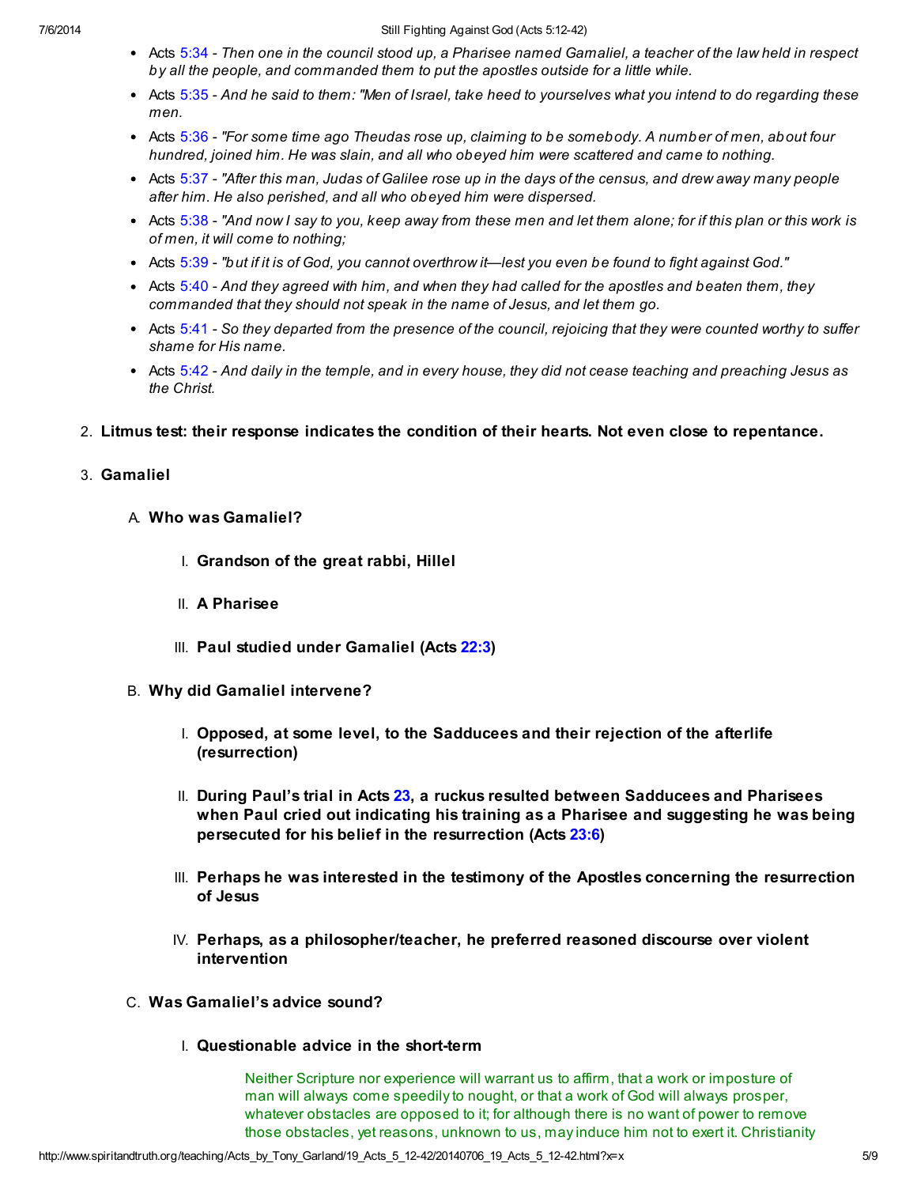- Acts 5:34 - *Then one in the council stood up, a Pharisee named Gamaliel, a teacher of the law held in respect by all the people, and commanded them to put the apostles outside for a little while.*
- Acts 5:35 - *And he said to them: "Men of Israel, take heed to yourselves what you intend to do regarding these men.*
- Acts 5:36 - *"For some time ago Theudas rose up, claiming to be somebody. A number of men, about four hundred, joined him. He was slain, and all who obeyed him were scattered and came to nothing.*
- Acts 5:37 - *"After this man, Judas of Galilee rose up in the days of the census, and drew away many people after him. He also perished, and all who obeyed him were dispersed.*
- Acts 5:38 - *"And now I say to you, keep away from these men and let them alone; for if this plan or this work is of men, it will come to nothing;*
- Acts 5:39 - *"but if it is of God, you cannot overthrow it—lest you even be found to fight against God."*
- Acts 5:40 - *And they agreed with him, and when they had called for the apostles and beaten them, they commanded that they should not speak in the name of Jesus, and let them go.*
- Acts 5:41 - *So they departed from the presence of the council, rejoicing that they were counted worthy to suffer shame for His name.*
- Acts 5:42 - *And daily in the temple, and in every house, they did not cease teaching and preaching Jesus as the Christ.*

2. **Litmus test: their response indicates the condition of their hearts. Not even close to repentance.**

3. **Gamaliel**

   A. **Who was Gamaliel?**

      I. **Grandson of the great rabbi, Hillel**

      II. **A Pharisee**

      III. **Paul studied under Gamaliel (Acts 22:3)**

   B. **Why did Gamaliel intervene?**

      I. **Opposed, at some level, to the Sadducees and their rejection of the afterlife (resurrection)**

      II. **During Paul's trial in Acts 23, a ruckus resulted between Sadducees and Pharisees when Paul cried out indicating his training as a Pharisee and suggesting he was being persecuted for his belief in the resurrection (Acts 23:6)**

      III. **Perhaps he was interested in the testimony of the Apostles concerning the resurrection of Jesus**

      IV. **Perhaps, as a philosopher/teacher, he preferred reasoned discourse over violent intervention**

   C. **Was Gamaliel's advice sound?**

      I. **Questionable advice in the short-term**

      > Neither Scripture nor experience will warrant us to affirm, that a work or imposture of man will always come speedily to nought, or that a work of God will always prosper, whatever obstacles are opposed to it; for although there is no want of power to remove those obstacles, yet reasons, unknown to us, may induce him not to exert it. Christianity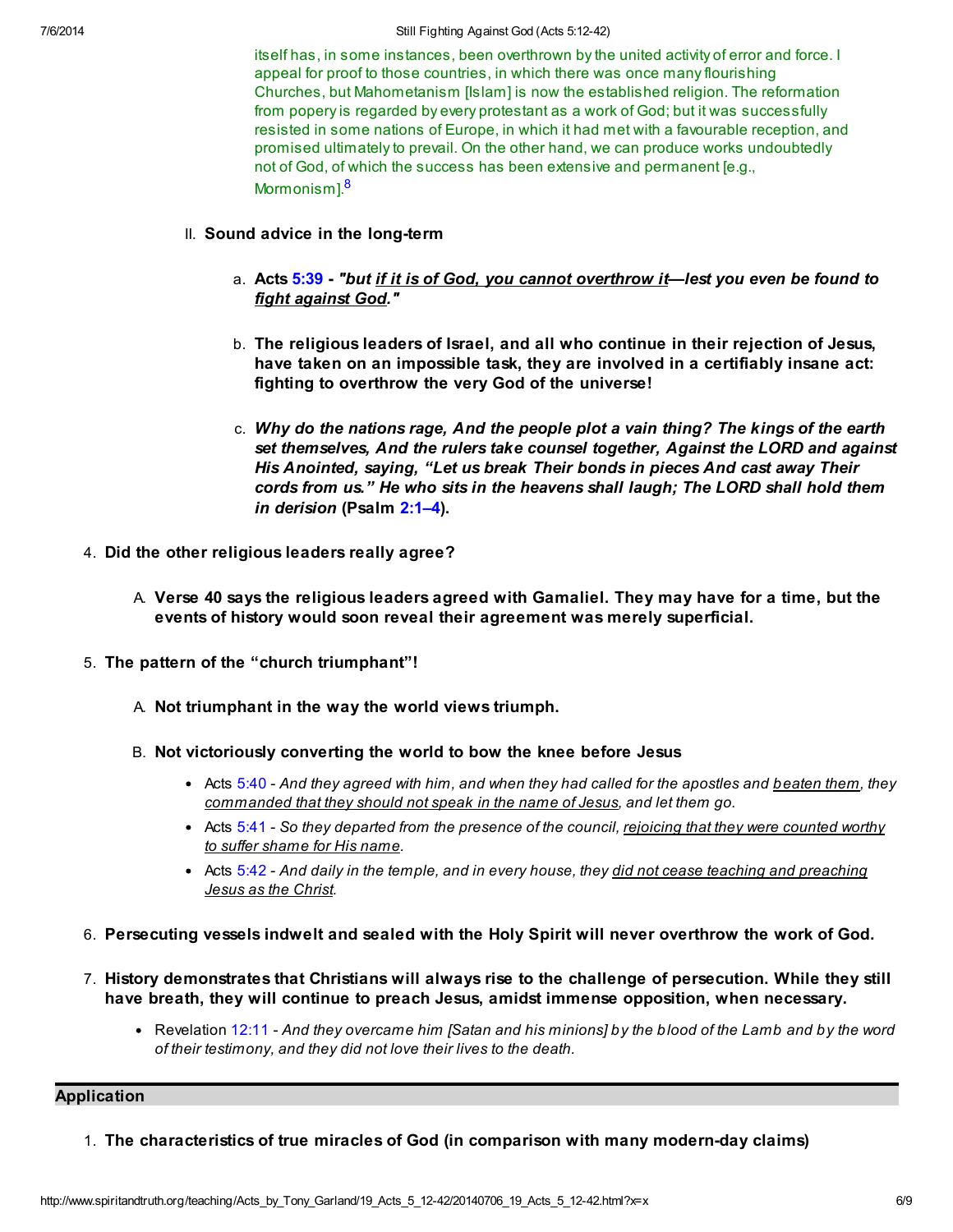itself has, in some instances, been overthrown by the united activity of error and force. I appeal for proof to those countries, in which there was once many flourishing Churches, but Mahometanism [Islam] is now the established religion. The reformation from popery is regarded by every protestant as a work of God; but it was successfully resisted in some nations of Europe, in which it had met with a favourable reception, and promised ultimately to prevail. On the other hand, we can produce works undoubtedly not of God, of which the success has been extensive and permanent [e.g., Mormonism].[8]

II. **Sound advice in the long-term**

   a. **Acts 5:39 - *"but if it is of God, you cannot overthrow it—lest you even be found to fight against God."***

   b. **The religious leaders of Israel, and all who continue in their rejection of Jesus, have taken on an impossible task, they are involved in a certifiably insane act: fighting to overthrow the very God of the universe!**

   c. ***Why do the nations rage, And the people plot a vain thing? The kings of the earth set themselves, And the rulers take counsel together, Against the LORD and against His Anointed, saying, "Let us break Their bonds in pieces And cast away Their cords from us." He who sits in the heavens shall laugh; The LORD shall hold them in derision* (Psalm 2:1–4).**

4. **Did the other religious leaders really agree?**

   A. **Verse 40 says the religious leaders agreed with Gamaliel. They may have for a time, but the events of history would soon reveal their agreement was merely superficial.**

5. **The pattern of the "church triumphant"!**

   A. **Not triumphant in the way the world views triumph.**

   B. **Not victoriously converting the world to bow the knee before Jesus**

   - Acts 5:40 - *And they agreed with him, and when they had called for the apostles and beaten them, they commanded that they should not speak in the name of Jesus, and let them go.*
   - Acts 5:41 - *So they departed from the presence of the council, rejoicing that they were counted worthy to suffer shame for His name.*
   - Acts 5:42 - *And daily in the temple, and in every house, they did not cease teaching and preaching Jesus as the Christ.*

6. **Persecuting vessels indwelt and sealed with the Holy Spirit will never overthrow the work of God.**

7. **History demonstrates that Christians will always rise to the challenge of persecution. While they still have breath, they will continue to preach Jesus, amidst immense opposition, when necessary.**

   - Revelation 12:11 - *And they overcame him [Satan and his minions] by the blood of the Lamb and by the word of their testimony, and they did not love their lives to the death.*

## Application

1. **The characteristics of true miracles of God (in comparison with many modern-day claims)**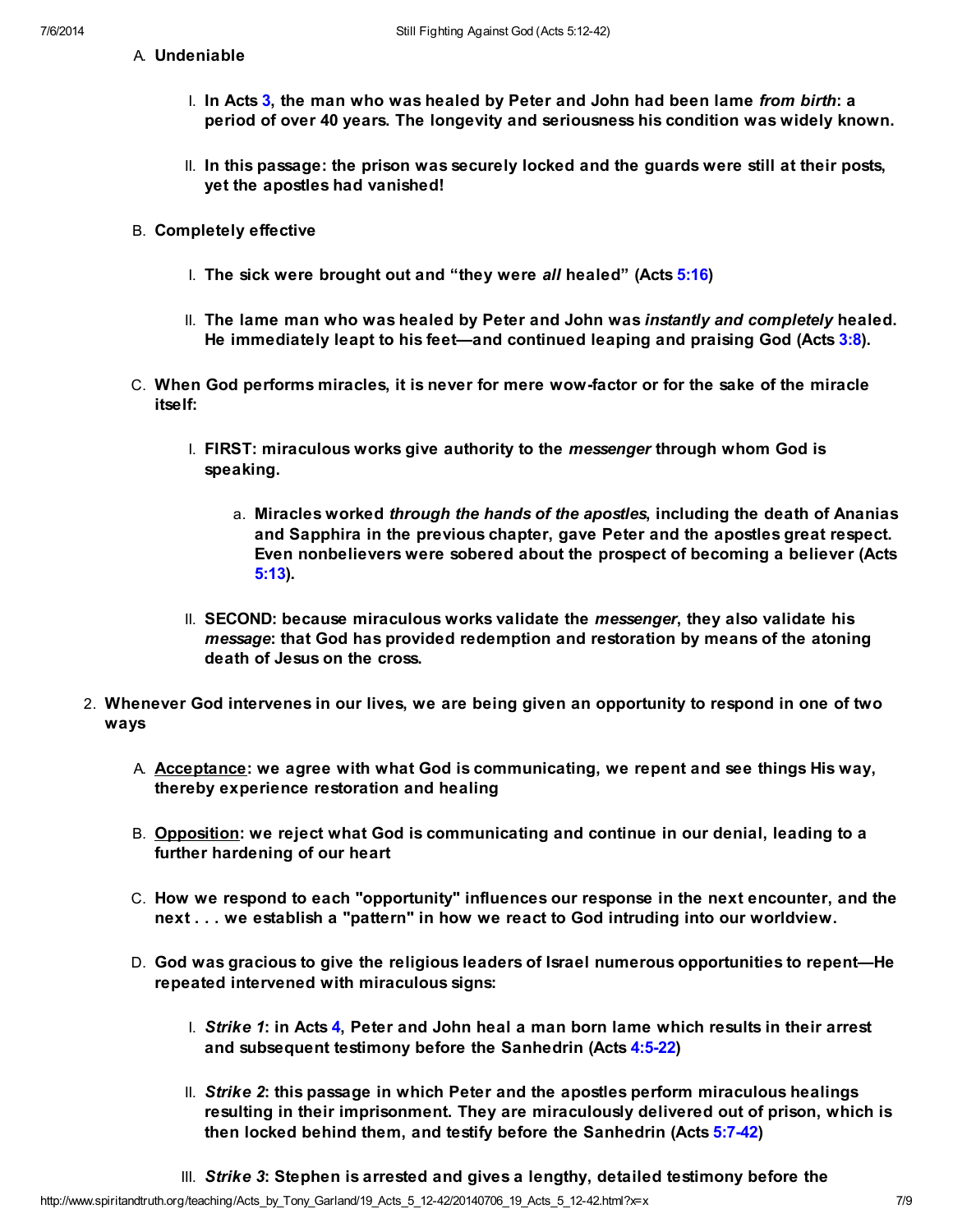A. **Undeniable**

   I. **In Acts 3, the man who was healed by Peter and John had been lame *from birth*: a period of over 40 years. The longevity and seriousness his condition was widely known.**

   II. **In this passage: the prison was securely locked and the guards were still at their posts, yet the apostles had vanished!**

B. **Completely effective**

   I. **The sick were brought out and "they were *all* healed" (Acts 5:16)**

   II. **The lame man who was healed by Peter and John was *instantly and completely* healed. He immediately leapt to his feet—and continued leaping and praising God (Acts 3:8).**

C. **When God performs miracles, it is never for mere wow-factor or for the sake of the miracle itself:**

   I. **FIRST: miraculous works give authority to the *messenger* through whom God is speaking.**

      a. **Miracles worked *through the hands of the apostles*, including the death of Ananias and Sapphira in the previous chapter, gave Peter and the apostles great respect. Even nonbelievers were sobered about the prospect of becoming a believer (Acts 5:13).**

   II. **SECOND: because miraculous works validate the *messenger*, they also validate his *message*: that God has provided redemption and restoration by means of the atoning death of Jesus on the cross.**

2. **Whenever God intervenes in our lives, we are being given an opportunity to respond in one of two ways**

   A. **<u>Acceptance</u>: we agree with what God is communicating, we repent and see things His way, thereby experience restoration and healing**

   B. **<u>Opposition</u>: we reject what God is communicating and continue in our denial, leading to a further hardening of our heart**

   C. **How we respond to each "opportunity" influences our response in the next encounter, and the next . . . we establish a "pattern" in how we react to God intruding into our worldview.**

   D. **God was gracious to give the religious leaders of Israel numerous opportunities to repent—He repeated intervened with miraculous signs:**

      I. ***Strike 1*: in Acts 4, Peter and John heal a man born lame which results in their arrest and subsequent testimony before the Sanhedrin (Acts 4:5-22)**

      II. ***Strike 2*: this passage in which Peter and the apostles perform miraculous healings resulting in their imprisonment. They are miraculously delivered out of prison, which is then locked behind them, and testify before the Sanhedrin (Acts 5:7-42)**

      III. ***Strike 3*: Stephen is arrested and gives a lengthy, detailed testimony before the**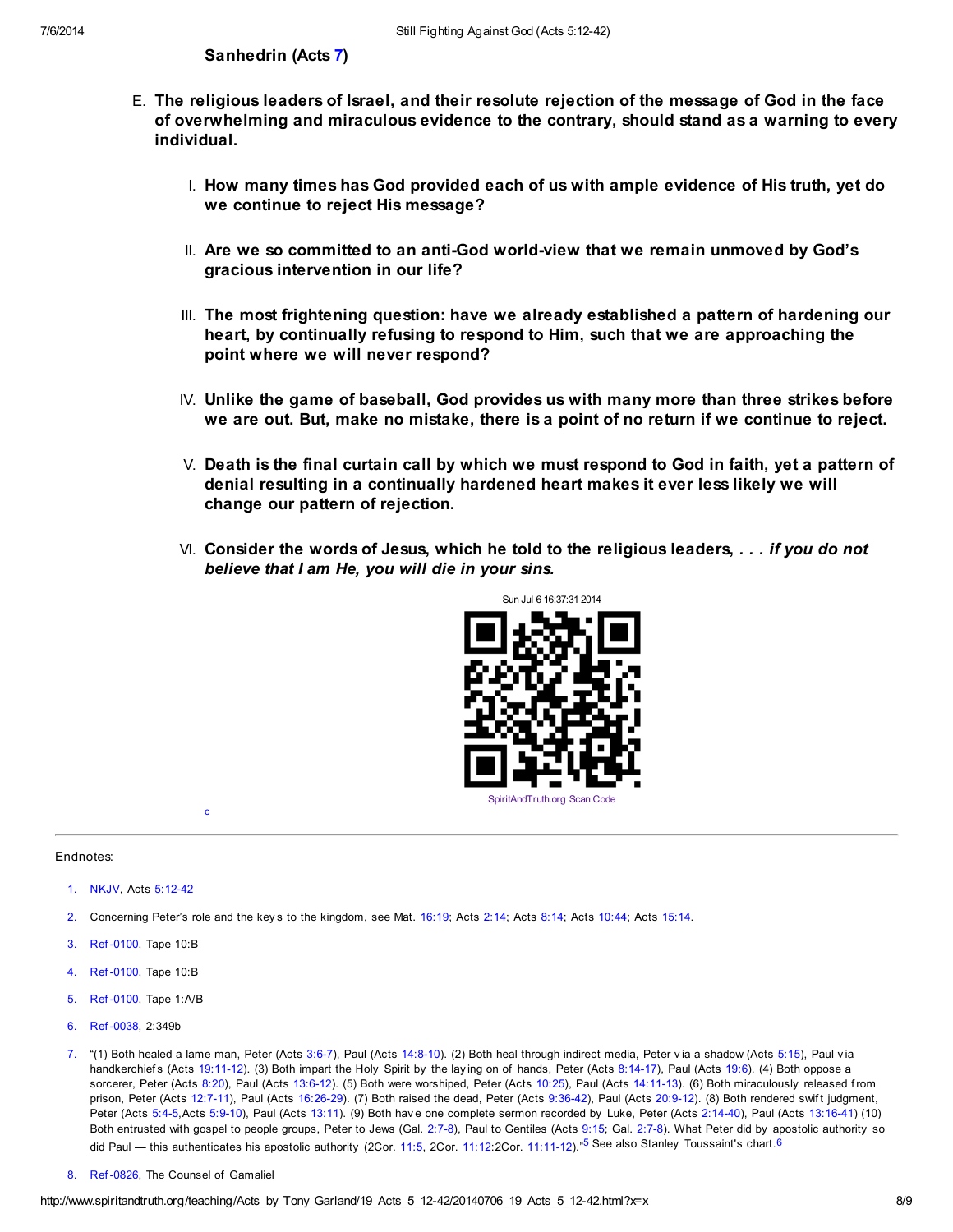**Sanhedrin (Acts 7)**

E. **The religious leaders of Israel, and their resolute rejection of the message of God in the face of overwhelming and miraculous evidence to the contrary, should stand as a warning to every individual.**

   I. **How many times has God provided each of us with ample evidence of His truth, yet do we continue to reject His message?**

   II. **Are we so committed to an anti-God world-view that we remain unmoved by God's gracious intervention in our life?**

   III. **The most frightening question: have we already established a pattern of hardening our heart, by continually refusing to respond to Him, such that we are approaching the point where we will never respond?**

   IV. **Unlike the game of baseball, God provides us with many more than three strikes before we are out. But, make no mistake, there is a point of no return if we continue to reject.**

   V. **Death is the final curtain call by which we must respond to God in faith, yet a pattern of denial resulting in a continually hardened heart makes it ever less likely we will change our pattern of rejection.**

   VI. **Consider the words of Jesus, which he told to the religious leaders, *. . . if you do not believe that I am He, you will die in your sins.***

Sun Jul 6 16:37:31 2014

SpiritAndTruth.org Scan Code

c

---

Endnotes:

1. NKJV, Acts 5:12-42
2. Concerning Peter's role and the keys to the kingdom, see Mat. 16:19; Acts 2:14; Acts 8:14; Acts 10:44; Acts 15:14.
3. Ref-0100, Tape 10:B
4. Ref-0100, Tape 10:B
5. Ref-0100, Tape 1:A/B
6. Ref-0038, 2:349b
7. "(1) Both healed a lame man, Peter (Acts 3:6-7), Paul (Acts 14:8-10). (2) Both heal through indirect media, Peter via a shadow (Acts 5:15), Paul via handkerchiefs (Acts 19:11-12). (3) Both impart the Holy Spirit by the laying on of hands, Peter (Acts 8:14-17), Paul (Acts 19:6). (4) Both oppose a sorcerer, Peter (Acts 8:20), Paul (Acts 13:6-12). (5) Both were worshiped, Peter (Acts 10:25), Paul (Acts 14:11-13). (6) Both miraculously released from prison, Peter (Acts 12:7-11), Paul (Acts 16:26-29). (7) Both raised the dead, Peter (Acts 9:36-42), Paul (Acts 20:9-12). (8) Both rendered swift judgment, Peter (Acts 5:4-5,Acts 5:9-10), Paul (Acts 13:11). (9) Both have one complete sermon recorded by Luke, Peter (Acts 2:14-40), Paul (Acts 13:16-41) (10) Both entrusted with gospel to people groups, Peter to Jews (Gal. 2:7-8), Paul to Gentiles (Acts 9:15; Gal. 2:7-8). What Peter did by apostolic authority so did Paul — this authenticates his apostolic authority (2Cor. 11:5, 2Cor. 11:12:2Cor. 11:11-12)."[5] See also Stanley Toussaint's chart.[6]
8. Ref-0826, The Counsel of Gamaliel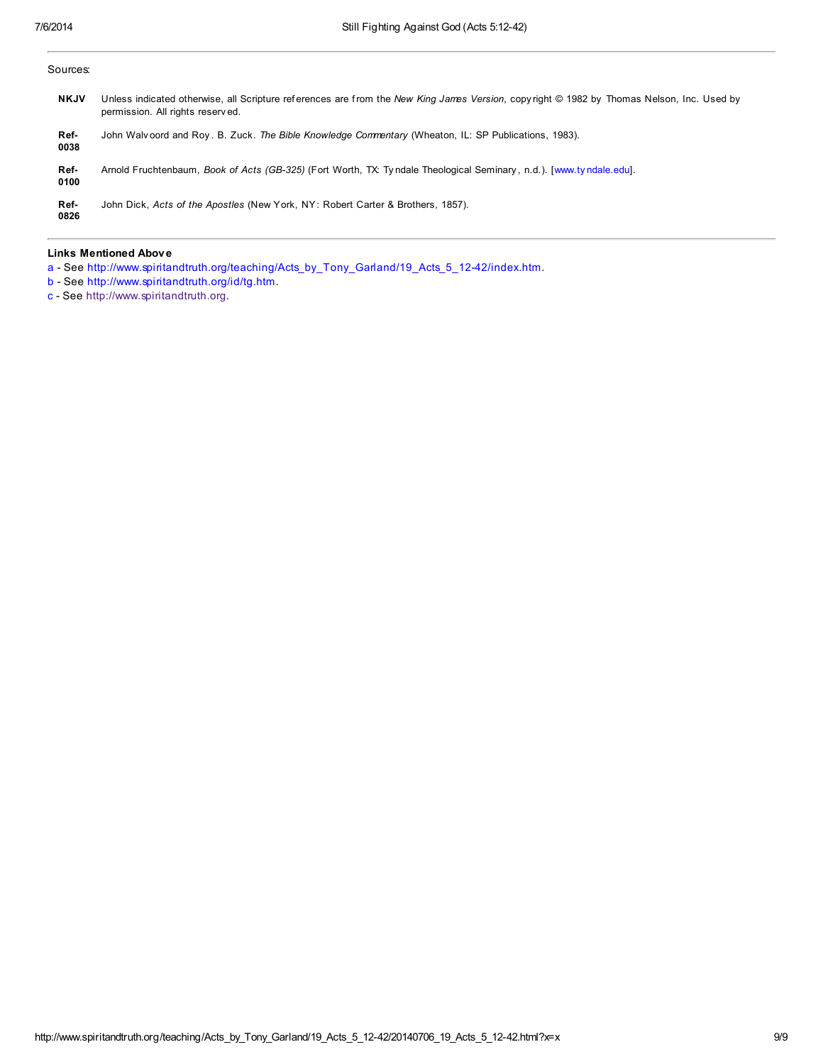Sources:

| | |
|---|---|
| **NKJV** | Unless indicated otherwise, all Scripture references are from the *New King James Version*, copyright © 1982 by Thomas Nelson, Inc. Used by permission. All rights reserved. |
| **Ref-0038** | John Walvoord and Roy. B. Zuck. *The Bible Knowledge Commentary* (Wheaton, IL: SP Publications, 1983). |
| **Ref-0100** | Arnold Fruchtenbaum, *Book of Acts (GB-325)* (Fort Worth, TX: Tyndale Theological Seminary, n.d.). [www.tyndale.edu]. |
| **Ref-0826** | John Dick, *Acts of the Apostles* (New York, NY: Robert Carter & Brothers, 1857). |

**Links Mentioned Above**

a - See http://www.spiritandtruth.org/teaching/Acts_by_Tony_Garland/19_Acts_5_12-42/index.htm.
b - See http://www.spiritandtruth.org/id/tg.htm.
c - See http://www.spiritandtruth.org.